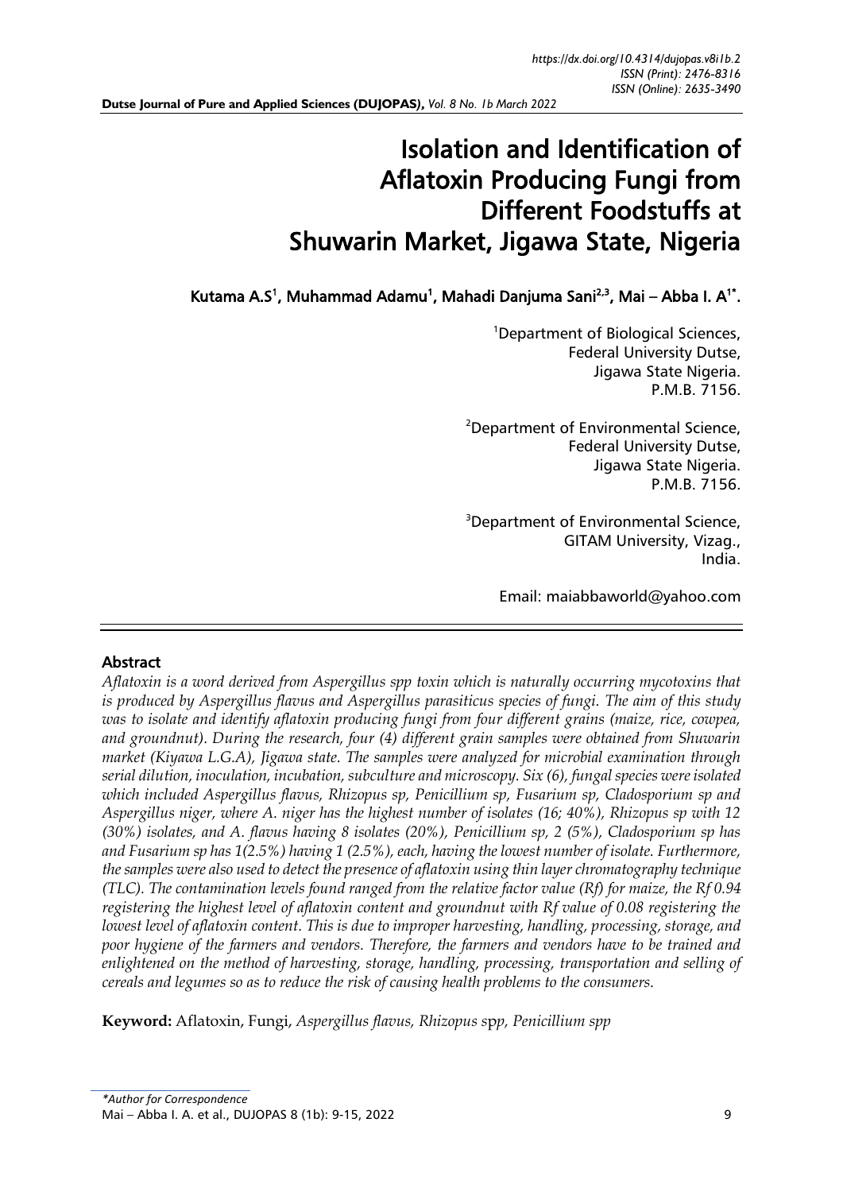# Isolation and Identification of Aflatoxin Producing Fungi from Different Foodstuffs at Shuwarin Market, Jigawa State, Nigeria

**Kutama A.S[1], Muhammad Adamu[1], Mahadi Danjuma Sani[2,3], Mai – Abba I. A[1*].**

[1]Department of Biological Sciences,
Federal University Dutse,
Jigawa State Nigeria.
P.M.B. 7156.

[2]Department of Environmental Science,
Federal University Dutse,
Jigawa State Nigeria.
P.M.B. 7156.

[3]Department of Environmental Science,
GITAM University, Vizag.,
India.

Email: maiabbaworld@yahoo.com

## Abstract

*Aflatoxin is a word derived from Aspergillus spp toxin which is naturally occurring mycotoxins that is produced by Aspergillus flavus and Aspergillus parasiticus species of fungi. The aim of this study was to isolate and identify aflatoxin producing fungi from four different grains (maize, rice, cowpea, and groundnut). During the research, four (4) different grain samples were obtained from Shuwarin market (Kiyawa L.G.A), Jigawa state. The samples were analyzed for microbial examination through serial dilution, inoculation, incubation, subculture and microscopy. Six (6), fungal species were isolated which included Aspergillus flavus, Rhizopus sp, Penicillium sp, Fusarium sp, Cladosporium sp and Aspergillus niger, where A. niger has the highest number of isolates (16; 40%), Rhizopus sp with 12 (30%) isolates, and A. flavus having 8 isolates (20%), Penicillium sp, 2 (5%), Cladosporium sp has and Fusarium sp has 1(2.5%) having 1 (2.5%), each, having the lowest number of isolate. Furthermore, the samples were also used to detect the presence of aflatoxin using thin layer chromatography technique (TLC). The contamination levels found ranged from the relative factor value (Rf) for maize, the Rf 0.94 registering the highest level of aflatoxin content and groundnut with Rf value of 0.08 registering the lowest level of aflatoxin content. This is due to improper harvesting, handling, processing, storage, and poor hygiene of the farmers and vendors. Therefore, the farmers and vendors have to be trained and enlightened on the method of harvesting, storage, handling, processing, transportation and selling of cereals and legumes so as to reduce the risk of causing health problems to the consumers.*

**Keyword:** Aflatoxin, Fungi, *Aspergillus flavus, Rhizopus spp, Penicillium spp*

*\*Author for Correspondence*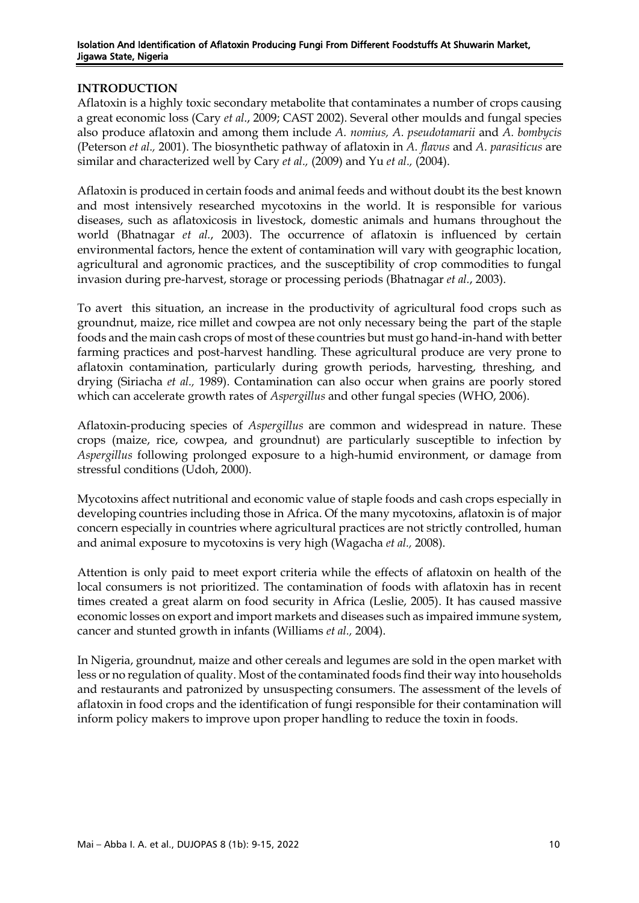## INTRODUCTION

Aflatoxin is a highly toxic secondary metabolite that contaminates a number of crops causing a great economic loss (Cary *et al*., 2009; CAST 2002). Several other moulds and fungal species also produce aflatoxin and among them include *A. nomius, A. pseudotamarii* and *A. bombycis* (Peterson *et al.,* 2001). The biosynthetic pathway of aflatoxin in *A. flavus* and *A. parasiticus* are similar and characterized well by Cary *et al.,* (2009) and Yu *et al.,* (2004).

Aflatoxin is produced in certain foods and animal feeds and without doubt its the best known and most intensively researched mycotoxins in the world. It is responsible for various diseases, such as aflatoxicosis in livestock, domestic animals and humans throughout the world (Bhatnagar *et al.*, 2003). The occurrence of aflatoxin is influenced by certain environmental factors, hence the extent of contamination will vary with geographic location, agricultural and agronomic practices, and the susceptibility of crop commodities to fungal invasion during pre-harvest, storage or processing periods (Bhatnagar *et al.*, 2003).

To avert this situation, an increase in the productivity of agricultural food crops such as groundnut, maize, rice millet and cowpea are not only necessary being the part of the staple foods and the main cash crops of most of these countries but must go hand-in-hand with better farming practices and post-harvest handling. These agricultural produce are very prone to aflatoxin contamination, particularly during growth periods, harvesting, threshing, and drying (Siriacha *et al.,* 1989). Contamination can also occur when grains are poorly stored which can accelerate growth rates of *Aspergillus* and other fungal species (WHO, 2006).

Aflatoxin-producing species of *Aspergillus* are common and widespread in nature. These crops (maize, rice, cowpea, and groundnut) are particularly susceptible to infection by *Aspergillus* following prolonged exposure to a high-humid environment, or damage from stressful conditions (Udoh, 2000).

Mycotoxins affect nutritional and economic value of staple foods and cash crops especially in developing countries including those in Africa. Of the many mycotoxins, aflatoxin is of major concern especially in countries where agricultural practices are not strictly controlled, human and animal exposure to mycotoxins is very high (Wagacha *et al.,* 2008).

Attention is only paid to meet export criteria while the effects of aflatoxin on health of the local consumers is not prioritized. The contamination of foods with aflatoxin has in recent times created a great alarm on food security in Africa (Leslie, 2005). It has caused massive economic losses on export and import markets and diseases such as impaired immune system, cancer and stunted growth in infants (Williams *et al.,* 2004).

In Nigeria, groundnut, maize and other cereals and legumes are sold in the open market with less or no regulation of quality. Most of the contaminated foods find their way into households and restaurants and patronized by unsuspecting consumers. The assessment of the levels of aflatoxin in food crops and the identification of fungi responsible for their contamination will inform policy makers to improve upon proper handling to reduce the toxin in foods.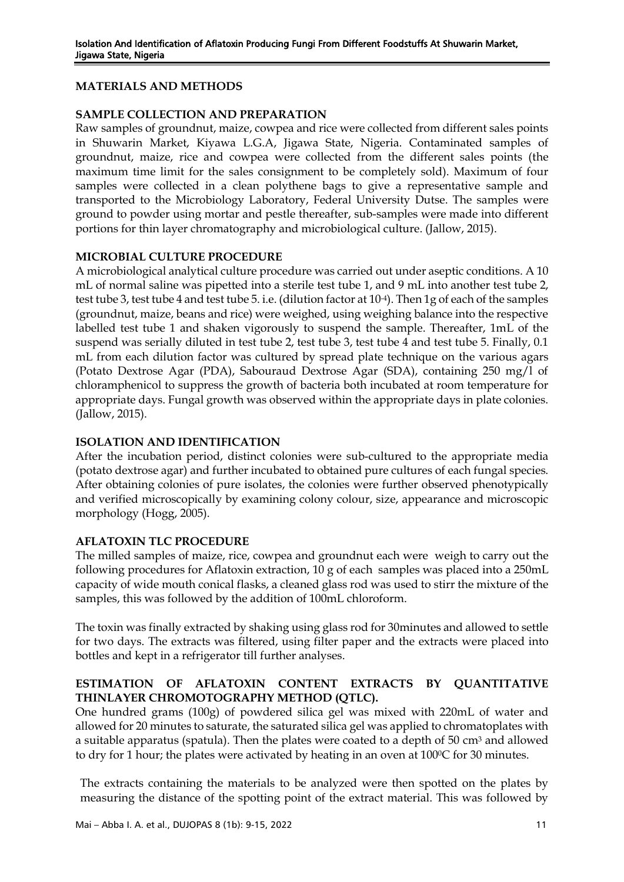## MATERIALS AND METHODS

### SAMPLE COLLECTION AND PREPARATION

Raw samples of groundnut, maize, cowpea and rice were collected from different sales points in Shuwarin Market, Kiyawa L.G.A, Jigawa State, Nigeria. Contaminated samples of groundnut, maize, rice and cowpea were collected from the different sales points (the maximum time limit for the sales consignment to be completely sold). Maximum of four samples were collected in a clean polythene bags to give a representative sample and transported to the Microbiology Laboratory, Federal University Dutse. The samples were ground to powder using mortar and pestle thereafter, sub-samples were made into different portions for thin layer chromatography and microbiological culture. (Jallow, 2015).

### MICROBIAL CULTURE PROCEDURE

A microbiological analytical culture procedure was carried out under aseptic conditions. A 10 mL of normal saline was pipetted into a sterile test tube 1, and 9 mL into another test tube 2, test tube 3, test tube 4 and test tube 5. i.e. (dilution factor at $10^{-4}$). Then 1g of each of the samples (groundnut, maize, beans and rice) were weighed, using weighing balance into the respective labelled test tube 1 and shaken vigorously to suspend the sample. Thereafter, 1mL of the suspend was serially diluted in test tube 2, test tube 3, test tube 4 and test tube 5. Finally, 0.1 mL from each dilution factor was cultured by spread plate technique on the various agars (Potato Dextrose Agar (PDA), Sabouraud Dextrose Agar (SDA), containing 250 mg/l of chloramphenicol to suppress the growth of bacteria both incubated at room temperature for appropriate days. Fungal growth was observed within the appropriate days in plate colonies. (Jallow, 2015).

### ISOLATION AND IDENTIFICATION

After the incubation period, distinct colonies were sub-cultured to the appropriate media (potato dextrose agar) and further incubated to obtained pure cultures of each fungal species. After obtaining colonies of pure isolates, the colonies were further observed phenotypically and verified microscopically by examining colony colour, size, appearance and microscopic morphology (Hogg, 2005).

### AFLATOXIN TLC PROCEDURE

The milled samples of maize, rice, cowpea and groundnut each were weigh to carry out the following procedures for Aflatoxin extraction, 10 g of each samples was placed into a 250mL capacity of wide mouth conical flasks, a cleaned glass rod was used to stirr the mixture of the samples, this was followed by the addition of 100mL chloroform.

The toxin was finally extracted by shaking using glass rod for 30minutes and allowed to settle for two days. The extracts was filtered, using filter paper and the extracts were placed into bottles and kept in a refrigerator till further analyses.

### ESTIMATION OF AFLATOXIN CONTENT EXTRACTS BY QUANTITATIVE THINLAYER CHROMOTOGRAPHY METHOD (QTLC).

One hundred grams (100g) of powdered silica gel was mixed with 220mL of water and allowed for 20 minutes to saturate, the saturated silica gel was applied to chromatoplates with a suitable apparatus (spatula). Then the plates were coated to a depth of 50 $cm^3$ and allowed to dry for 1 hour; the plates were activated by heating in an oven at $100^0C$ for 30 minutes.

The extracts containing the materials to be analyzed were then spotted on the plates by measuring the distance of the spotting point of the extract material. This was followed by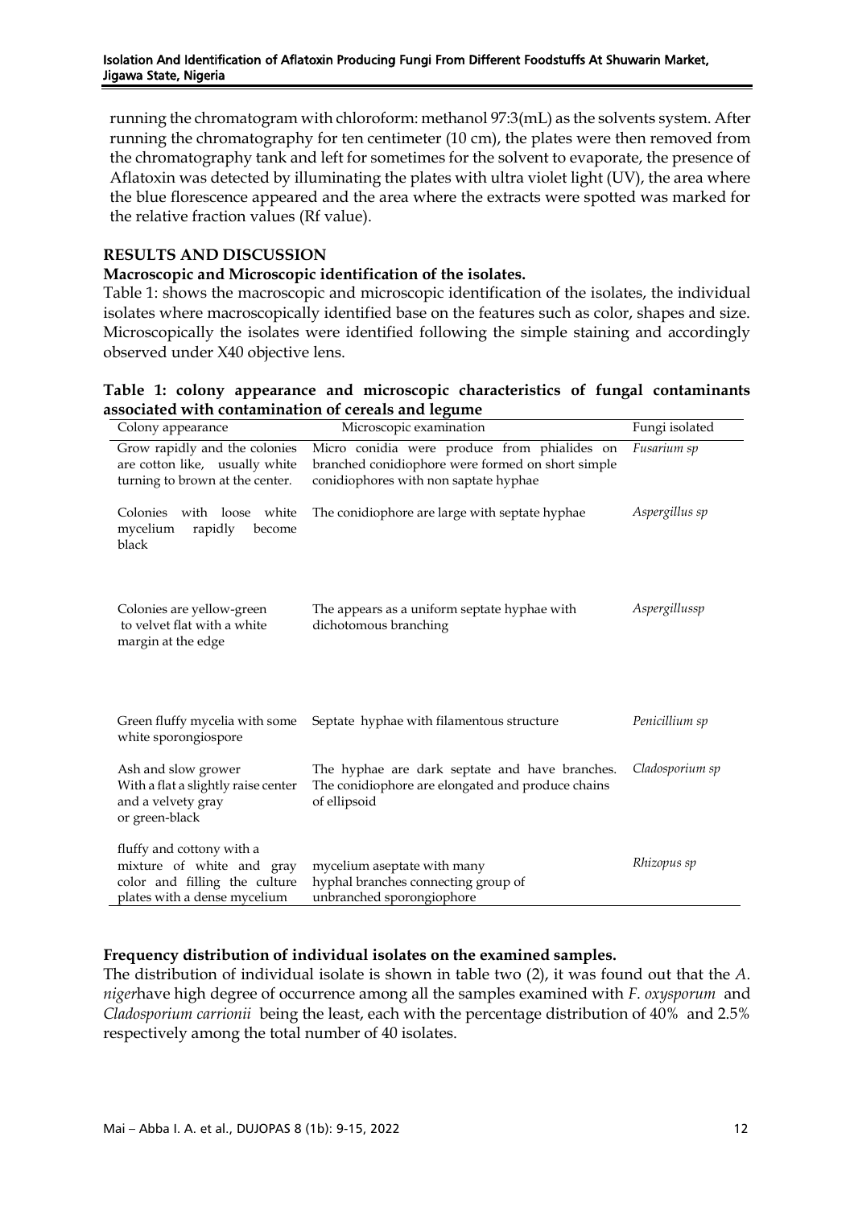running the chromatogram with chloroform: methanol 97:3(mL) as the solvents system. After running the chromatography for ten centimeter (10 cm), the plates were then removed from the chromatography tank and left for sometimes for the solvent to evaporate, the presence of Aflatoxin was detected by illuminating the plates with ultra violet light (UV), the area where the blue florescence appeared and the area where the extracts were spotted was marked for the relative fraction values (Rf value).

## RESULTS AND DISCUSSION

### Macroscopic and Microscopic identification of the isolates.

Table 1: shows the macroscopic and microscopic identification of the isolates, the individual isolates where macroscopically identified base on the features such as color, shapes and size. Microscopically the isolates were identified following the simple staining and accordingly observed under X40 objective lens.

**Table 1: colony appearance and microscopic characteristics of fungal contaminants associated with contamination of cereals and legume**

| Colony appearance | Microscopic examination | Fungi isolated |
|---|---|---|
| Grow rapidly and the colonies are cotton like, usually white turning to brown at the center. | Micro conidia were produce from phialides on branched conidiophore were formed on short simple conidiophores with non saptate hyphae | *Fusarium sp* |
| Colonies with loose white mycelium rapidly become black | The conidiophore are large with septate hyphae | *Aspergillus sp* |
| Colonies are yellow-green to velvet flat with a white margin at the edge | The appears as a uniform septate hyphae with dichotomous branching | *Aspergillussp* |
| Green fluffy mycelia with some white sporongiospore | Septate hyphae with filamentous structure | *Penicillium sp* |
| Ash and slow grower With a flat a slightly raise center and a velvety gray or green-black | The hyphae are dark septate and have branches. The conidiophore are elongated and produce chains of ellipsoid | *Cladosporium sp* |
| fluffy and cottony with a mixture of white and gray color and filling the culture plates with a dense mycelium | mycelium aseptate with many hyphal branches connecting group of unbranched sporongiophore | *Rhizopus sp* |

### Frequency distribution of individual isolates on the examined samples.

The distribution of individual isolate is shown in table two (2), it was found out that the *A. niger*have high degree of occurrence among all the samples examined with *F. oxysporum* and *Cladosporium carrionii* being the least, each with the percentage distribution of 40% and 2.5% respectively among the total number of 40 isolates.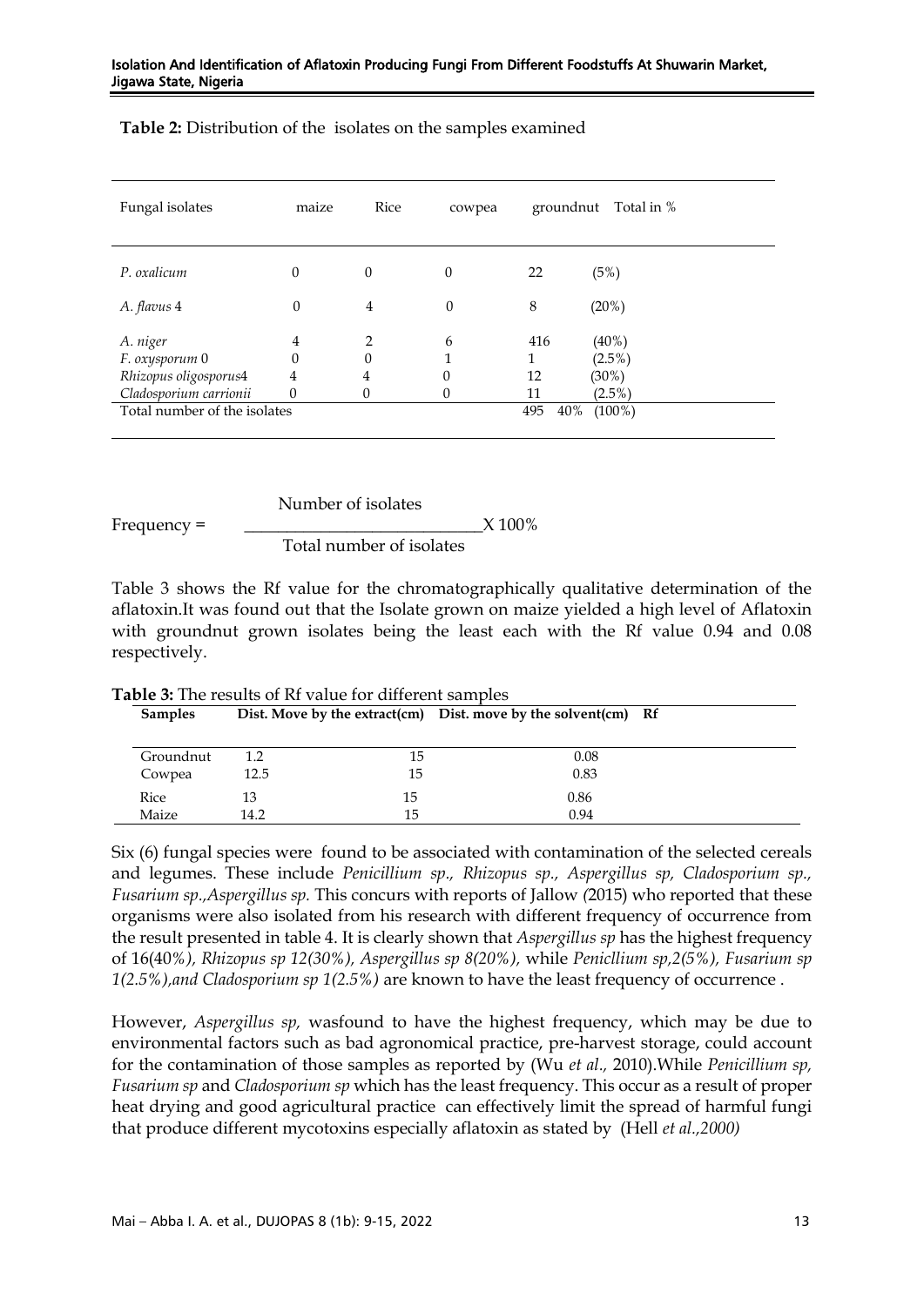**Table 2:** Distribution of the isolates on the samples examined

| Fungal isolates | maize | Rice | cowpea | groundnut | Total in % |
|---|---|---|---|---|---|
| *P. oxalicum* | 0 | 0 | 0 | 22 | (5%) |
| *A. flavus* 4 | 0 | 4 | 0 | 8 | (20%) |
| *A. niger* | 4 | 2 | 6 | 416 | (40%) |
| *F. oxysporum* 0 | 0 | 0 | 1 | 1 | (2.5%) |
| *Rhizopus oligosporus*4 | 4 | 4 | 0 | 12 | (30%) |
| *Cladosporium carrionii* | 0 | 0 | 0 | 11 | (2.5%) |
| Total number of the isolates | | | | 495 40% | (100%) |

$$\text{Frequency} = \frac{\text{Number of isolates}}{\text{Total number of isolates}} \times 100\%$$

Table 3 shows the Rf value for the chromatographically qualitative determination of the aflatoxin.It was found out that the Isolate grown on maize yielded a high level of Aflatoxin with groundnut grown isolates being the least each with the Rf value 0.94 and 0.08 respectively.

**Table 3:** The results of Rf value for different samples

| Samples | Dist. Move by the extract(cm) | Dist. move by the solvent(cm) | Rf |
|---|---|---|---|
| Groundnut | 1.2 | 15 | 0.08 |
| Cowpea | 12.5 | 15 | 0.83 |
| Rice | 13 | 15 | 0.86 |
| Maize | 14.2 | 15 | 0.94 |

Six (6) fungal species were found to be associated with contamination of the selected cereals and legumes. These include *Penicillium sp., Rhizopus sp., Aspergillus sp, Cladosporium sp., Fusarium sp.,Aspergillus sp.* This concurs with reports of Jallow *(*2015) who reported that these organisms were also isolated from his research with different frequency of occurrence from the result presented in table 4. It is clearly shown that *Aspergillus sp* has the highest frequency of 16(40*%), Rhizopus sp 12(30%), Aspergillus sp 8(20%),* while *Penicllium sp,2(5%), Fusarium sp 1(2.5%),and Cladosporium sp 1(2.5%)* are known to have the least frequency of occurrence .

However, *Aspergillus sp,* wasfound to have the highest frequency, which may be due to environmental factors such as bad agronomical practice, pre-harvest storage, could account for the contamination of those samples as reported by (Wu *et al.,* 2010).While *Penicillium sp, Fusarium sp* and *Cladosporium sp* which has the least frequency. This occur as a result of proper heat drying and good agricultural practice can effectively limit the spread of harmful fungi that produce different mycotoxins especially aflatoxin as stated by (Hell *et al.,2000)*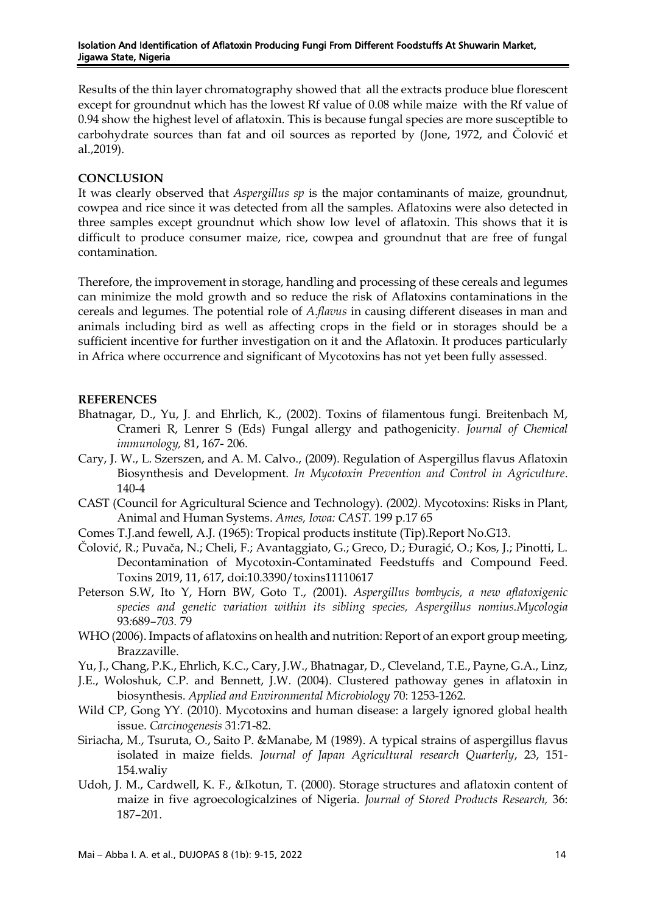Results of the thin layer chromatography showed that all the extracts produce blue florescent except for groundnut which has the lowest Rf value of 0.08 while maize with the Rf value of 0.94 show the highest level of aflatoxin. This is because fungal species are more susceptible to carbohydrate sources than fat and oil sources as reported by (Jone, 1972, and Čolović et al.,2019).

## CONCLUSION

It was clearly observed that *Aspergillus sp* is the major contaminants of maize, groundnut, cowpea and rice since it was detected from all the samples. Aflatoxins were also detected in three samples except groundnut which show low level of aflatoxin. This shows that it is difficult to produce consumer maize, rice, cowpea and groundnut that are free of fungal contamination.

Therefore, the improvement in storage, handling and processing of these cereals and legumes can minimize the mold growth and so reduce the risk of Aflatoxins contaminations in the cereals and legumes. The potential role of *A.flavus* in causing different diseases in man and animals including bird as well as affecting crops in the field or in storages should be a sufficient incentive for further investigation on it and the Aflatoxin. It produces particularly in Africa where occurrence and significant of Mycotoxins has not yet been fully assessed.

## REFERENCES

Bhatnagar, D., Yu, J. and Ehrlich, K., (2002). Toxins of filamentous fungi. Breitenbach M, Crameri R, Lenrer S (Eds) Fungal allergy and pathogenicity. *Journal of Chemical immunology,* 81, 167- 206.

Cary, J. W., L. Szerszen, and A. M. Calvo., (2009). Regulation of Aspergillus flavus Aflatoxin Biosynthesis and Development. *In Mycotoxin Prevention and Control in Agriculture*. 140-4

CAST (Council for Agricultural Science and Technology). *(*2002*).* Mycotoxins: Risks in Plant, Animal and Human Systems. *Ames, Iowa: CAST.* 199 p.17 65

Comes T.J.and fewell, A.J. (1965): Tropical products institute (Tip).Report No.G13.

Čolović, R.; Puvača, N.; Cheli, F.; Avantaggiato, G.; Greco, D.; Đuragić, O.; Kos, J.; Pinotti, L. Decontamination of Mycotoxin-Contaminated Feedstuffs and Compound Feed. Toxins 2019, 11, 617, doi:10.3390/toxins11110617

Peterson S.W, Ito Y, Horn BW, Goto T., (2001). *Aspergillus bombycis, a new aflatoxigenic species and genetic variation within its sibling species, Aspergillus nomius.Mycologia* 93*:*689*–*703*.* 79

WHO (2006). Impacts of aflatoxins on health and nutrition: Report of an export group meeting, Brazzaville.

Yu, J., Chang, P.K., Ehrlich, K.C., Cary, J.W., Bhatnagar, D., Cleveland, T.E., Payne, G.A., Linz, J.E., Woloshuk, C.P. and Bennett, J.W. (2004). Clustered pathoway genes in aflatoxin in biosynthesis. *Applied and Environmental Microbiology* 70: 1253-1262.

Wild CP, Gong YY. (2010). Mycotoxins and human disease: a largely ignored global health issue. *Carcinogenesis* 31:71-82.

Siriacha, M., Tsuruta, O., Saito P. &Manabe, M (1989). A typical strains of aspergillus flavus isolated in maize fields. *Journal of Japan Agricultural research Quarterly*, 23, 151-154.waliy

Udoh, J. M., Cardwell, K. F., &Ikotun, T. (2000). Storage structures and aflatoxin content of maize in five agroecologicalzines of Nigeria. *Journal of Stored Products Research,* 36: 187–201.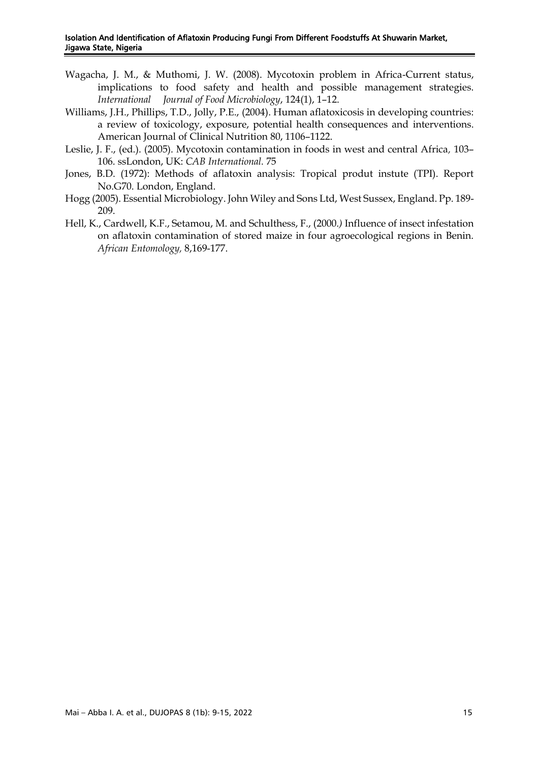Wagacha, J. M., & Muthomi, J. W. (2008). Mycotoxin problem in Africa-Current status, implications to food safety and health and possible management strategies. *International Journal of Food Microbiology*, 124(1), 1–12.

Williams, J.H., Phillips, T.D., Jolly, P.E., (2004). Human aflatoxicosis in developing countries: a review of toxicology, exposure, potential health consequences and interventions. American Journal of Clinical Nutrition 80, 1106–1122.

Leslie, J. F., (ed.). (2005). Mycotoxin contamination in foods in west and central Africa*,* 103–106. ssLondon, UK: *CAB International.* 75

Jones, B.D. (1972): Methods of aflatoxin analysis: Tropical produt instute (TPI). Report No.G70. London, England.

Hogg (2005). Essential Microbiology. John Wiley and Sons Ltd, West Sussex, England. Pp. 189-209.

Hell, K., Cardwell, K.F., Setamou, M. and Schulthess, F., (2000*.)* Influence of insect infestation on aflatoxin contamination of stored maize in four agroecological regions in Benin. *African Entomology,* 8,169-177.